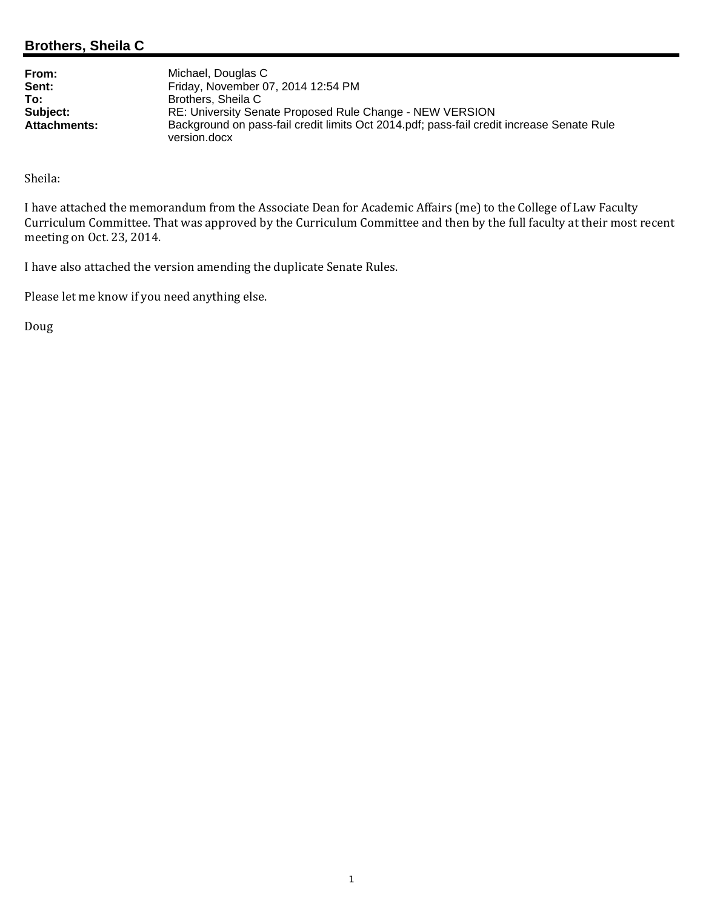## Brothers, Sheila C

| | |
|---|---|
| **From:** | Michael, Douglas C |
| **Sent:** | Friday, November 07, 2014 12:54 PM |
| **To:** | Brothers, Sheila C |
| **Subject:** | RE: University Senate Proposed Rule Change - NEW VERSION |
| **Attachments:** | Background on pass-fail credit limits Oct 2014.pdf; pass-fail credit increase Senate Rule version.docx |

Sheila:

I have attached the memorandum from the Associate Dean for Academic Affairs (me) to the College of Law Faculty Curriculum Committee. That was approved by the Curriculum Committee and then by the full faculty at their most recent meeting on Oct. 23, 2014.

I have also attached the version amending the duplicate Senate Rules.

Please let me know if you need anything else.

Doug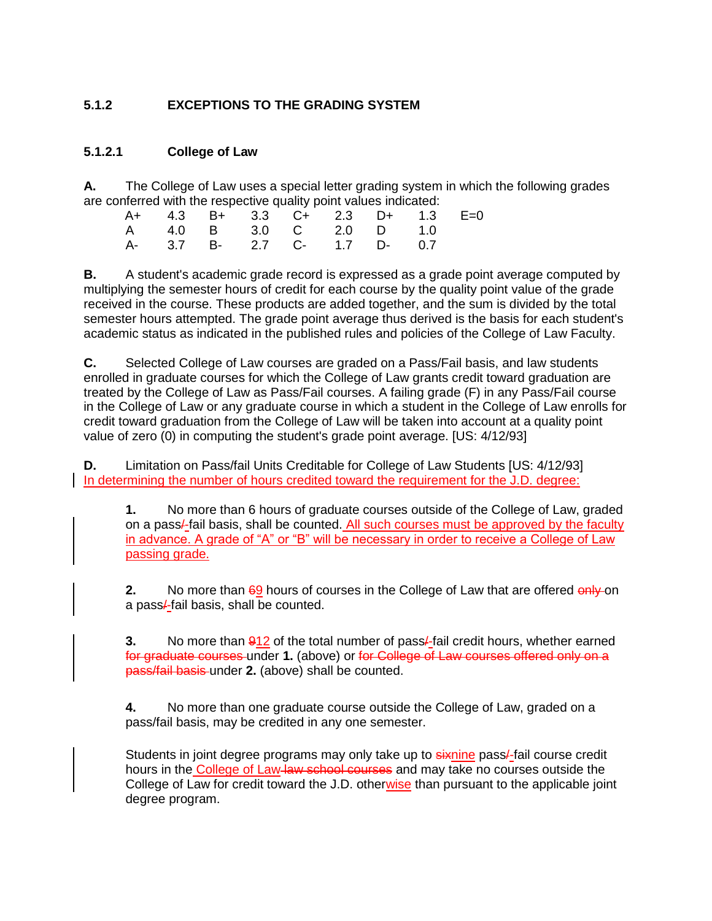### 5.1.2 EXCEPTIONS TO THE GRADING SYSTEM

#### 5.1.2.1 College of Law

**A.** The College of Law uses a special letter grading system in which the following grades are conferred with the respective quality point values indicated:

| | | | | | | | | |
|---|---|---|---|---|---|---|---|---|
| A+ | 4.3 | B+ | 3.3 | C+ | 2.3 | D+ | 1.3 | E=0 |
| A | 4.0 | B | 3.0 | C | 2.0 | D | 1.0 | |
| A- | 3.7 | B- | 2.7 | C- | 1.7 | D- | 0.7 | |

**B.** A student's academic grade record is expressed as a grade point average computed by multiplying the semester hours of credit for each course by the quality point value of the grade received in the course. These products are added together, and the sum is divided by the total semester hours attempted. The grade point average thus derived is the basis for each student's academic status as indicated in the published rules and policies of the College of Law Faculty.

**C.** Selected College of Law courses are graded on a Pass/Fail basis, and law students enrolled in graduate courses for which the College of Law grants credit toward graduation are treated by the College of Law as Pass/Fail courses. A failing grade (F) in any Pass/Fail course in the College of Law or any graduate course in which a student in the College of Law enrolls for credit toward graduation from the College of Law will be taken into account at a quality point value of zero (0) in computing the student's grade point average. [US: 4/12/93]

**D.** Limitation on Pass/fail Units Creditable for College of Law Students [US: 4/12/93]
<u>In determining the number of hours credited toward the requirement for the J.D. degree:</u>

> **1.** No more than 6 hours of graduate courses outside of the College of Law, graded on a pass~~/~~<u>-</u>fail basis, shall be counted.<u> All such courses must be approved by the faculty in advance. A grade of "A" or "B" will be necessary in order to receive a College of Law passing grade.</u>
>
> **2.** No more than ~~6~~<u>9</u> hours of courses in the College of Law that are offered ~~only~~ on a pass~~/~~<u>-</u>fail basis, shall be counted.
>
> **3.** No more than ~~9~~<u>12</u> of the total number of pass~~/~~<u>-</u>fail credit hours, whether earned ~~for graduate courses~~ under **1.** (above) or ~~for College of Law courses offered only on a pass/fail basis~~ under **2.** (above) shall be counted.
>
> **4.** No more than one graduate course outside the College of Law, graded on a pass/fail basis, may be credited in any one semester.
>
> Students in joint degree programs may only take up to ~~six~~<u>nine</u> pass~~/~~<u>-</u>fail course credit hours in the<u> College of Law</u> ~~law school courses~~ and may take no courses outside the College of Law for credit toward the J.D. other<u>wise</u> than pursuant to the applicable joint degree program.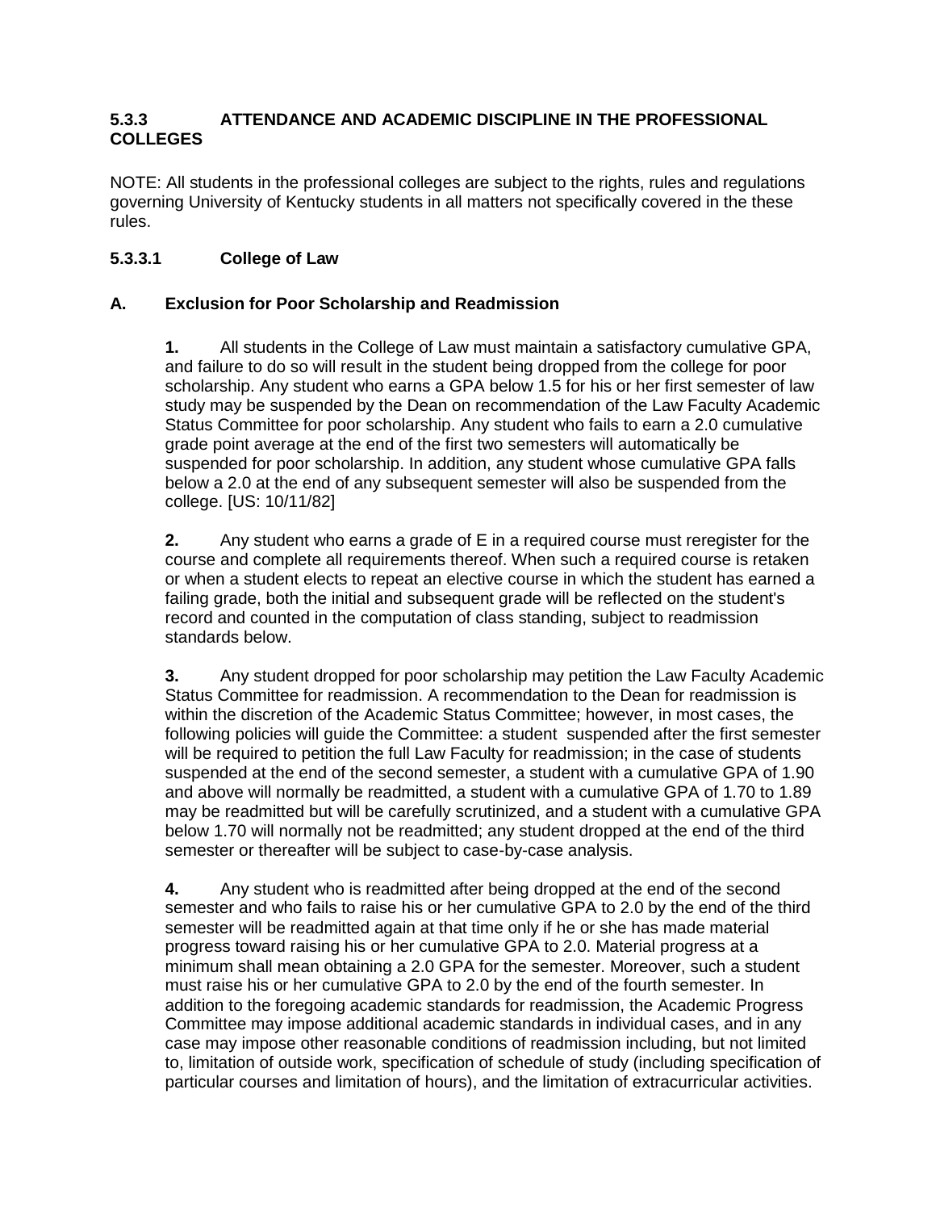### 5.3.3 ATTENDANCE AND ACADEMIC DISCIPLINE IN THE PROFESSIONAL COLLEGES

NOTE: All students in the professional colleges are subject to the rights, rules and regulations governing University of Kentucky students in all matters not specifically covered in the these rules.

#### 5.3.3.1 College of Law

**A. Exclusion for Poor Scholarship and Readmission**

**1.** All students in the College of Law must maintain a satisfactory cumulative GPA, and failure to do so will result in the student being dropped from the college for poor scholarship. Any student who earns a GPA below 1.5 for his or her first semester of law study may be suspended by the Dean on recommendation of the Law Faculty Academic Status Committee for poor scholarship. Any student who fails to earn a 2.0 cumulative grade point average at the end of the first two semesters will automatically be suspended for poor scholarship. In addition, any student whose cumulative GPA falls below a 2.0 at the end of any subsequent semester will also be suspended from the college. [US: 10/11/82]

**2.** Any student who earns a grade of E in a required course must reregister for the course and complete all requirements thereof. When such a required course is retaken or when a student elects to repeat an elective course in which the student has earned a failing grade, both the initial and subsequent grade will be reflected on the student's record and counted in the computation of class standing, subject to readmission standards below.

**3.** Any student dropped for poor scholarship may petition the Law Faculty Academic Status Committee for readmission. A recommendation to the Dean for readmission is within the discretion of the Academic Status Committee; however, in most cases, the following policies will guide the Committee: a student suspended after the first semester will be required to petition the full Law Faculty for readmission; in the case of students suspended at the end of the second semester, a student with a cumulative GPA of 1.90 and above will normally be readmitted, a student with a cumulative GPA of 1.70 to 1.89 may be readmitted but will be carefully scrutinized, and a student with a cumulative GPA below 1.70 will normally not be readmitted; any student dropped at the end of the third semester or thereafter will be subject to case-by-case analysis.

**4.** Any student who is readmitted after being dropped at the end of the second semester and who fails to raise his or her cumulative GPA to 2.0 by the end of the third semester will be readmitted again at that time only if he or she has made material progress toward raising his or her cumulative GPA to 2.0. Material progress at a minimum shall mean obtaining a 2.0 GPA for the semester. Moreover, such a student must raise his or her cumulative GPA to 2.0 by the end of the fourth semester. In addition to the foregoing academic standards for readmission, the Academic Progress Committee may impose additional academic standards in individual cases, and in any case may impose other reasonable conditions of readmission including, but not limited to, limitation of outside work, specification of schedule of study (including specification of particular courses and limitation of hours), and the limitation of extracurricular activities.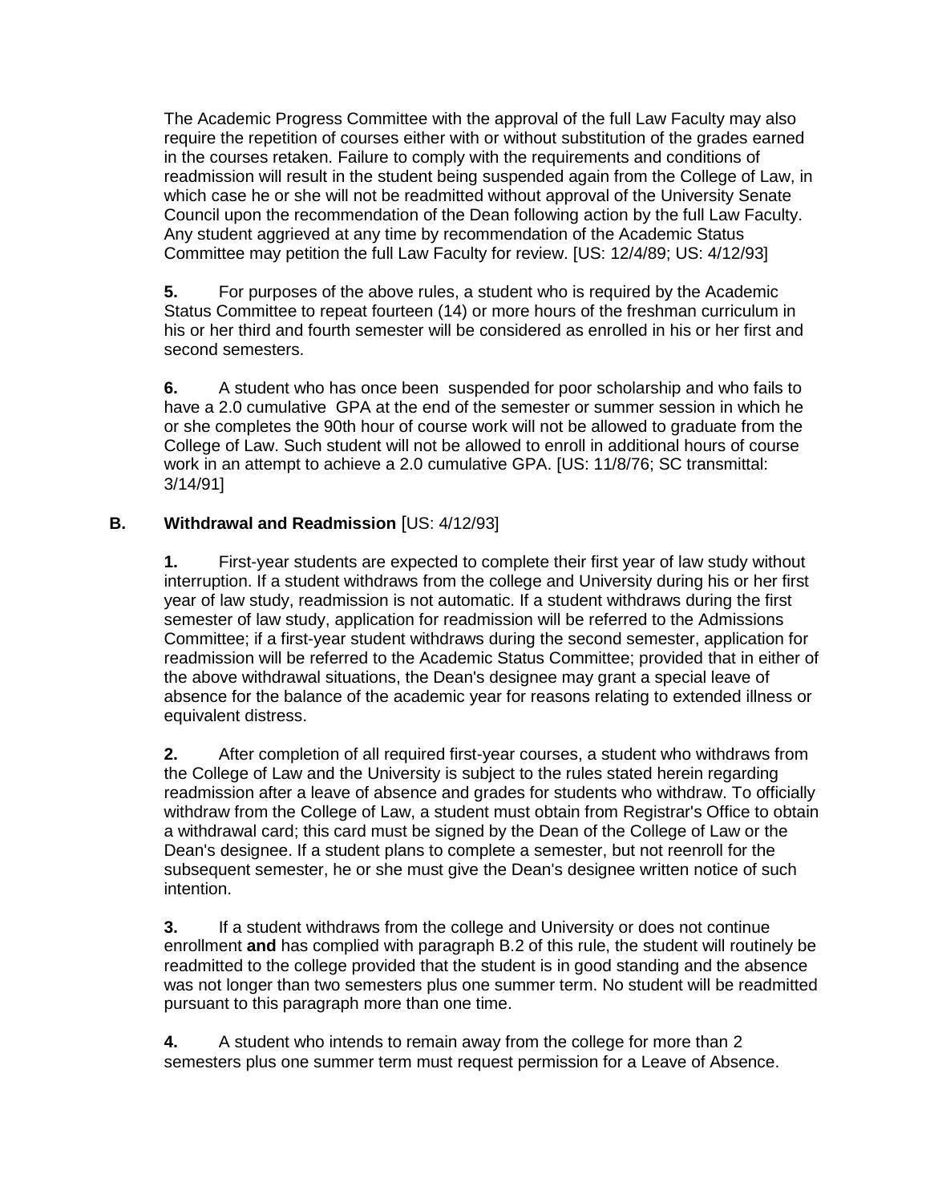The Academic Progress Committee with the approval of the full Law Faculty may also require the repetition of courses either with or without substitution of the grades earned in the courses retaken. Failure to comply with the requirements and conditions of readmission will result in the student being suspended again from the College of Law, in which case he or she will not be readmitted without approval of the University Senate Council upon the recommendation of the Dean following action by the full Law Faculty. Any student aggrieved at any time by recommendation of the Academic Status Committee may petition the full Law Faculty for review. [US: 12/4/89; US: 4/12/93]

**5.** For purposes of the above rules, a student who is required by the Academic Status Committee to repeat fourteen (14) or more hours of the freshman curriculum in his or her third and fourth semester will be considered as enrolled in his or her first and second semesters.

**6.** A student who has once been suspended for poor scholarship and who fails to have a 2.0 cumulative GPA at the end of the semester or summer session in which he or she completes the 90th hour of course work will not be allowed to graduate from the College of Law. Such student will not be allowed to enroll in additional hours of course work in an attempt to achieve a 2.0 cumulative GPA. [US: 11/8/76; SC transmittal: 3/14/91]

**B. Withdrawal and Readmission** [US: 4/12/93]

**1.** First-year students are expected to complete their first year of law study without interruption. If a student withdraws from the college and University during his or her first year of law study, readmission is not automatic. If a student withdraws during the first semester of law study, application for readmission will be referred to the Admissions Committee; if a first-year student withdraws during the second semester, application for readmission will be referred to the Academic Status Committee; provided that in either of the above withdrawal situations, the Dean's designee may grant a special leave of absence for the balance of the academic year for reasons relating to extended illness or equivalent distress.

**2.** After completion of all required first-year courses, a student who withdraws from the College of Law and the University is subject to the rules stated herein regarding readmission after a leave of absence and grades for students who withdraw. To officially withdraw from the College of Law, a student must obtain from Registrar's Office to obtain a withdrawal card; this card must be signed by the Dean of the College of Law or the Dean's designee. If a student plans to complete a semester, but not reenroll for the subsequent semester, he or she must give the Dean's designee written notice of such intention.

**3.** If a student withdraws from the college and University or does not continue enrollment **and** has complied with paragraph B.2 of this rule, the student will routinely be readmitted to the college provided that the student is in good standing and the absence was not longer than two semesters plus one summer term. No student will be readmitted pursuant to this paragraph more than one time.

**4.** A student who intends to remain away from the college for more than 2 semesters plus one summer term must request permission for a Leave of Absence.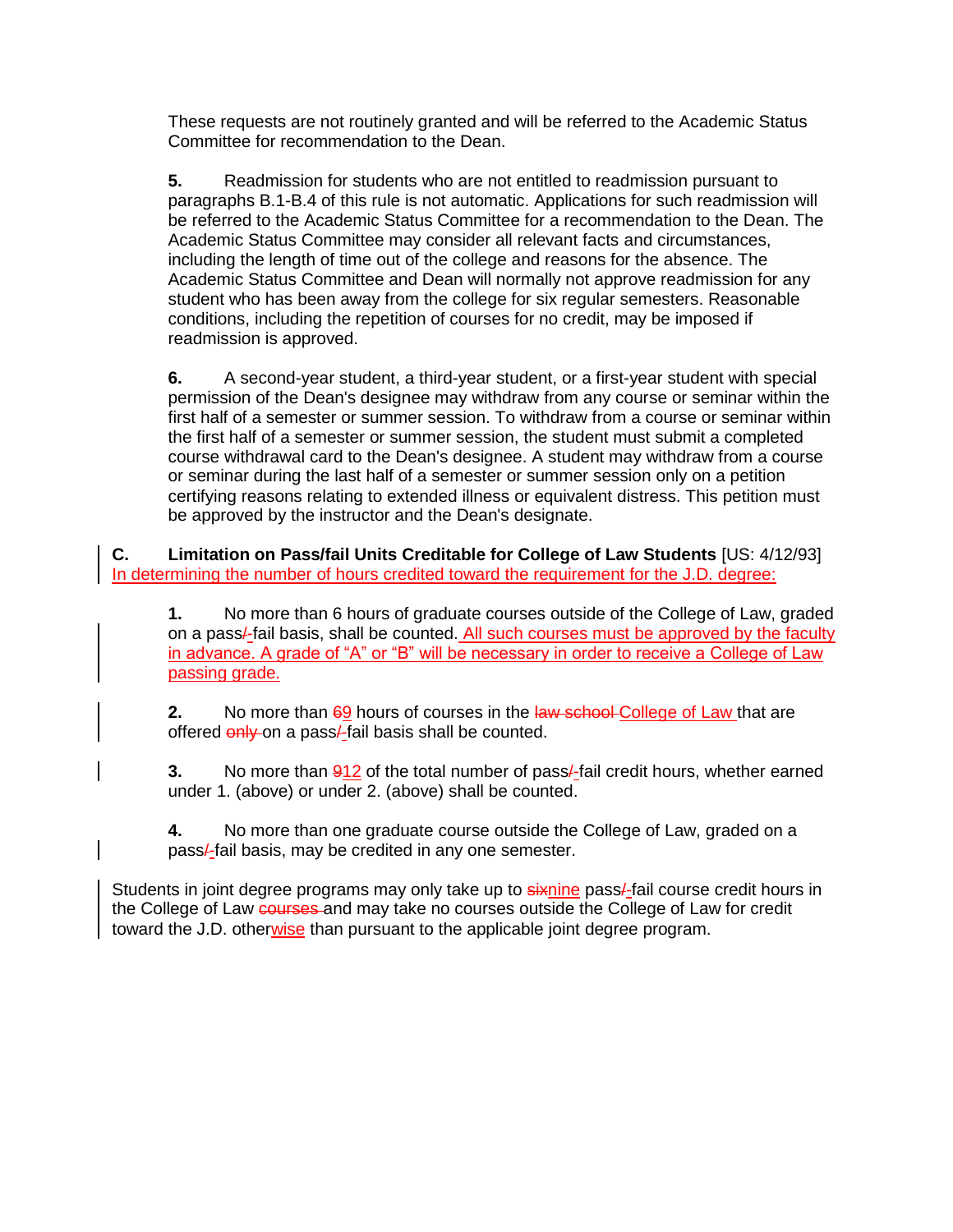These requests are not routinely granted and will be referred to the Academic Status Committee for recommendation to the Dean.

**5.** Readmission for students who are not entitled to readmission pursuant to paragraphs B.1-B.4 of this rule is not automatic. Applications for such readmission will be referred to the Academic Status Committee for a recommendation to the Dean. The Academic Status Committee may consider all relevant facts and circumstances, including the length of time out of the college and reasons for the absence. The Academic Status Committee and Dean will normally not approve readmission for any student who has been away from the college for six regular semesters. Reasonable conditions, including the repetition of courses for no credit, may be imposed if readmission is approved.

**6.** A second-year student, a third-year student, or a first-year student with special permission of the Dean's designee may withdraw from any course or seminar within the first half of a semester or summer session. To withdraw from a course or seminar within the first half of a semester or summer session, the student must submit a completed course withdrawal card to the Dean's designee. A student may withdraw from a course or seminar during the last half of a semester or summer session only on a petition certifying reasons relating to extended illness or equivalent distress. This petition must be approved by the instructor and the Dean's designate.

**C. Limitation on Pass/fail Units Creditable for College of Law Students** [US: 4/12/93]
In determining the number of hours credited toward the requirement for the J.D. degree:

**1.** No more than 6 hours of graduate courses outside of the College of Law, graded on a pass~~/~~-fail basis, shall be counted. All such courses must be approved by the faculty in advance. A grade of "A" or "B" will be necessary in order to receive a College of Law passing grade.

**2.** No more than ~~6~~9 hours of courses in the ~~law school~~ College of Law that are offered ~~only~~ on a pass~~/~~-fail basis shall be counted.

**3.** No more than ~~9~~12 of the total number of pass~~/~~-fail credit hours, whether earned under 1. (above) or under 2. (above) shall be counted.

**4.** No more than one graduate course outside the College of Law, graded on a pass~~/~~-fail basis, may be credited in any one semester.

Students in joint degree programs may only take up to ~~six~~nine pass~~/~~-fail course credit hours in the College of Law ~~courses~~ and may take no courses outside the College of Law for credit toward the J.D. otherwise than pursuant to the applicable joint degree program.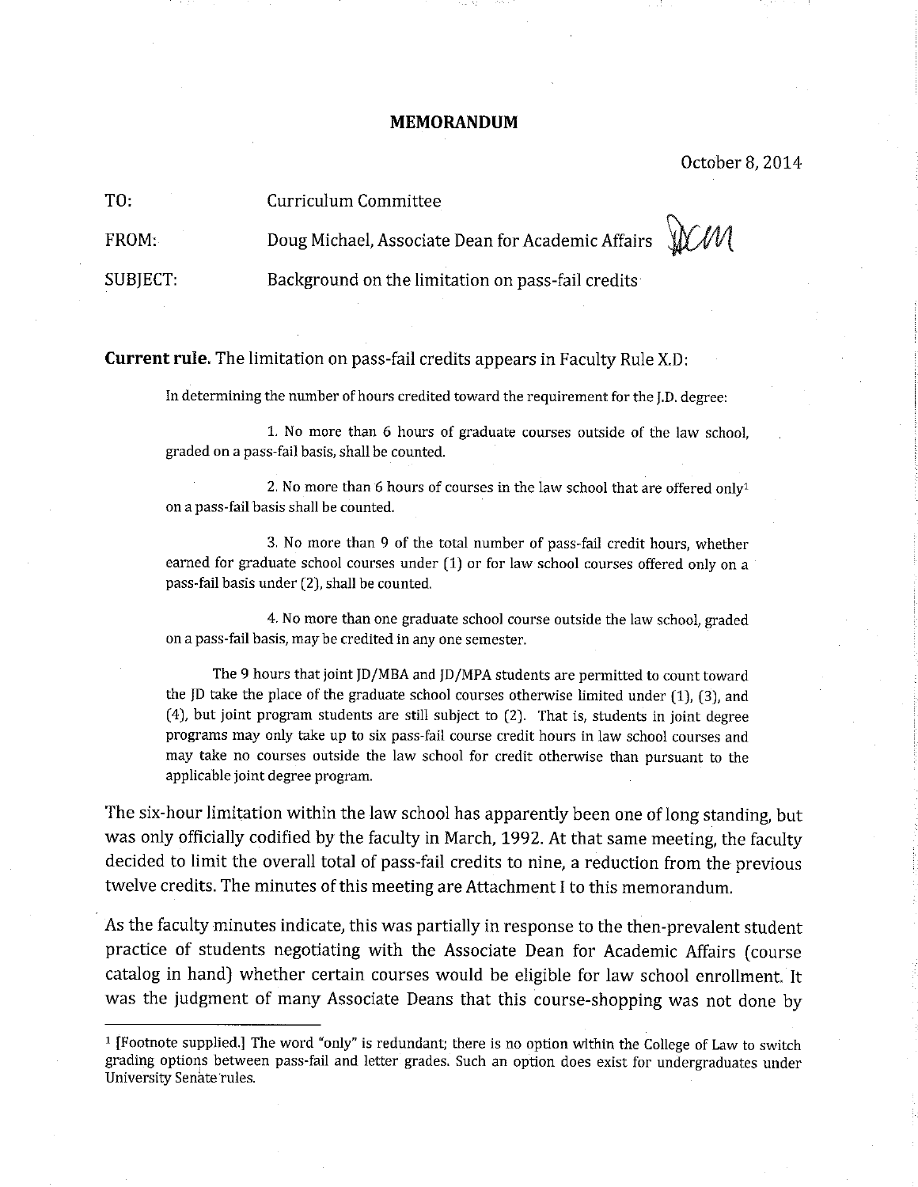# MEMORANDUM

October 8, 2014

TO: Curriculum Committee

FROM: Doug Michael, Associate Dean for Academic Affairs DCM

SUBJECT: Background on the limitation on pass-fail credits

**Current rule.** The limitation on pass-fail credits appears in Faculty Rule X.D:

> In determining the number of hours credited toward the requirement for the J.D. degree:
>
> 1. No more than 6 hours of graduate courses outside of the law school, graded on a pass-fail basis, shall be counted.
>
> 2. No more than 6 hours of courses in the law school that are offered only[1] on a pass-fail basis shall be counted.
>
> 3. No more than 9 of the total number of pass-fail credit hours, whether earned for graduate school courses under (1) or for law school courses offered only on a pass-fail basis under (2), shall be counted.
>
> 4. No more than one graduate school course outside the law school, graded on a pass-fail basis, may be credited in any one semester.
>
> The 9 hours that joint JD/MBA and JD/MPA students are permitted to count toward the JD take the place of the graduate school courses otherwise limited under (1), (3), and (4), but joint program students are still subject to (2). That is, students in joint degree programs may only take up to six pass-fail course credit hours in law school courses and may take no courses outside the law school for credit otherwise than pursuant to the applicable joint degree program.

The six-hour limitation within the law school has apparently been one of long standing, but was only officially codified by the faculty in March, 1992. At that same meeting, the faculty decided to limit the overall total of pass-fail credits to nine, a reduction from the previous twelve credits. The minutes of this meeting are Attachment I to this memorandum.

As the faculty minutes indicate, this was partially in response to the then-prevalent student practice of students negotiating with the Associate Dean for Academic Affairs (course catalog in hand) whether certain courses would be eligible for law school enrollment. It was the judgment of many Associate Deans that this course-shopping was not done by

[1] [Footnote supplied.] The word "only" is redundant; there is no option within the College of Law to switch grading options between pass-fail and letter grades. Such an option does exist for undergraduates under University Senate rules.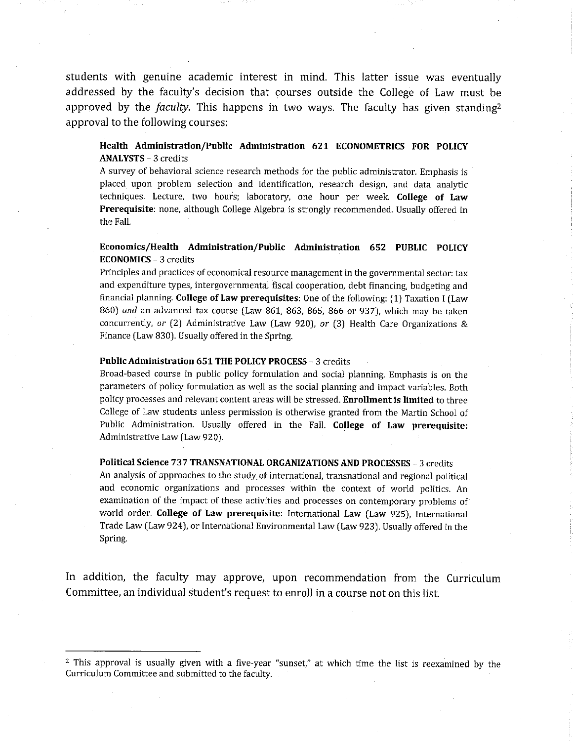students with genuine academic interest in mind. This latter issue was eventually addressed by the faculty's decision that courses outside the College of Law must be approved by the *faculty*. This happens in two ways. The faculty has given standing[2] approval to the following courses:

**Health Administration/Public Administration 621 ECONOMETRICS FOR POLICY ANALYSTS** – 3 credits
A survey of behavioral science research methods for the public administrator. Emphasis is placed upon problem selection and identification, research design, and data analytic techniques. Lecture, two hours; laboratory, one hour per week. **College of Law Prerequisite**: none, although College Algebra is strongly recommended. Usually offered in the Fall.

**Economics/Health Administration/Public Administration 652 PUBLIC POLICY ECONOMICS** – 3 credits
Principles and practices of economical resource management in the governmental sector: tax and expenditure types, intergovernmental fiscal cooperation, debt financing, budgeting and financial planning. **College of Law prerequisites:** One of the following: (1) Taxation I (Law 860) *and* an advanced tax course (Law 861, 863, 865, 866 or 937), which may be taken concurrently, *or* (2) Administrative Law (Law 920), *or* (3) Health Care Organizations & Finance (Law 830). Usually offered in the Spring.

**Public Administration 651 THE POLICY PROCESS** – 3 credits
Broad-based course in public policy formulation and social planning. Emphasis is on the parameters of policy formulation as well as the social planning and impact variables. Both policy processes and relevant content areas will be stressed. **Enrollment is limited** to three College of Law students unless permission is otherwise granted from the Martin School of Public Administration. Usually offered in the Fall. **College of Law prerequisite:** Administrative Law (Law 920).

**Political Science 737 TRANSNATIONAL ORGANIZATIONS AND PROCESSES** – 3 credits
An analysis of approaches to the study of international, transnational and regional political and economic organizations and processes within the context of world politics. An examination of the impact of these activities and processes on contemporary problems of world order. **College of Law prerequisite**: International Law (Law 925), International Trade Law (Law 924), or International Environmental Law (Law 923). Usually offered in the Spring.

In addition, the faculty may approve, upon recommendation from the Curriculum Committee, an individual student's request to enroll in a course not on this list.

---

[2] This approval is usually given with a five-year "sunset," at which time the list is reexamined by the Curriculum Committee and submitted to the faculty.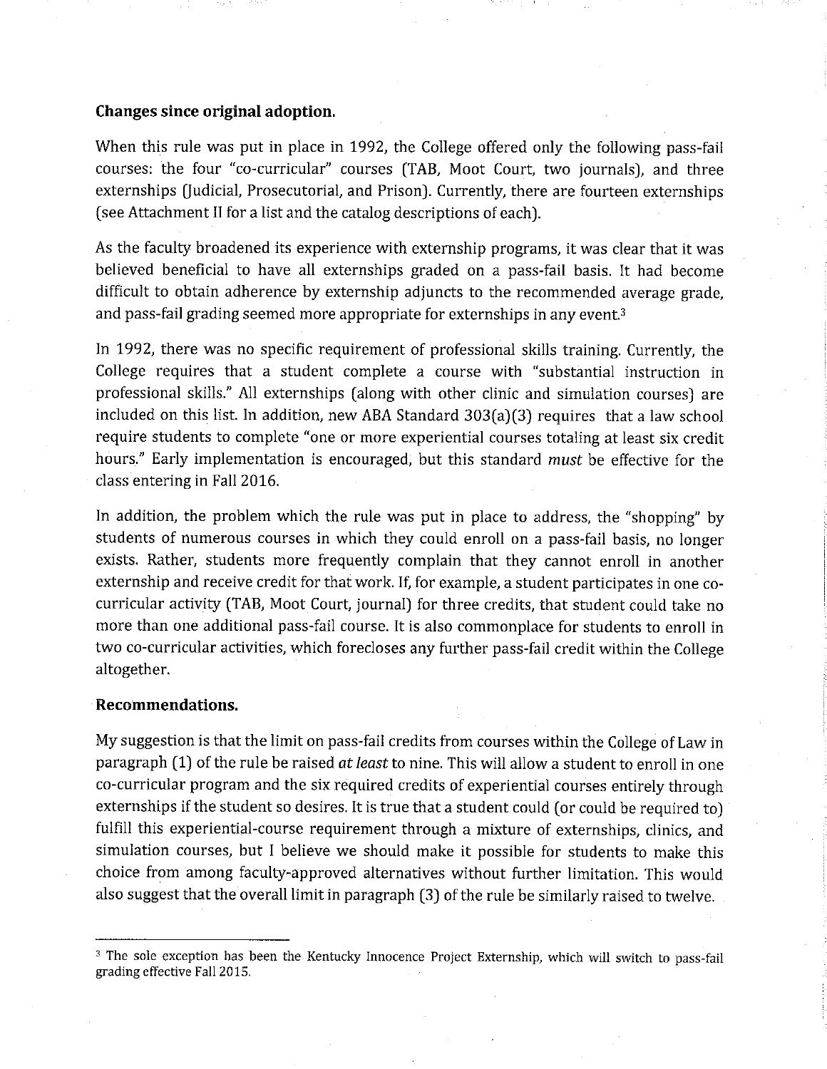**Changes since original adoption.**

When this rule was put in place in 1992, the College offered only the following pass-fail courses: the four "co-curricular" courses (TAB, Moot Court, two journals), and three externships (Judicial, Prosecutorial, and Prison). Currently, there are fourteen externships (see Attachment II for a list and the catalog descriptions of each).

As the faculty broadened its experience with externship programs, it was clear that it was believed beneficial to have all externships graded on a pass-fail basis. It had become difficult to obtain adherence by externship adjuncts to the recommended average grade, and pass-fail grading seemed more appropriate for externships in any event.[3]

In 1992, there was no specific requirement of professional skills training. Currently, the College requires that a student complete a course with "substantial instruction in professional skills." All externships (along with other clinic and simulation courses) are included on this list. In addition, new ABA Standard 303(a)(3) requires that a law school require students to complete "one or more experiential courses totaling at least six credit hours." Early implementation is encouraged, but this standard *must* be effective for the class entering in Fall 2016.

In addition, the problem which the rule was put in place to address, the "shopping" by students of numerous courses in which they could enroll on a pass-fail basis, no longer exists. Rather, students more frequently complain that they cannot enroll in another externship and receive credit for that work. If, for example, a student participates in one co-curricular activity (TAB, Moot Court, journal) for three credits, that student could take no more than one additional pass-fail course. It is also commonplace for students to enroll in two co-curricular activities, which forecloses any further pass-fail credit within the College altogether.

**Recommendations.**

My suggestion is that the limit on pass-fail credits from courses within the College of Law in paragraph (1) of the rule be raised *at least* to nine. This will allow a student to enroll in one co-curricular program and the six required credits of experiential courses entirely through externships if the student so desires. It is true that a student could (or could be required to) fulfill this experiential-course requirement through a mixture of externships, clinics, and simulation courses, but I believe we should make it possible for students to make this choice from among faculty-approved alternatives without further limitation. This would also suggest that the overall limit in paragraph (3) of the rule be similarly raised to twelve.

---

[3] The sole exception has been the Kentucky Innocence Project Externship, which will switch to pass-fail grading effective Fall 2015.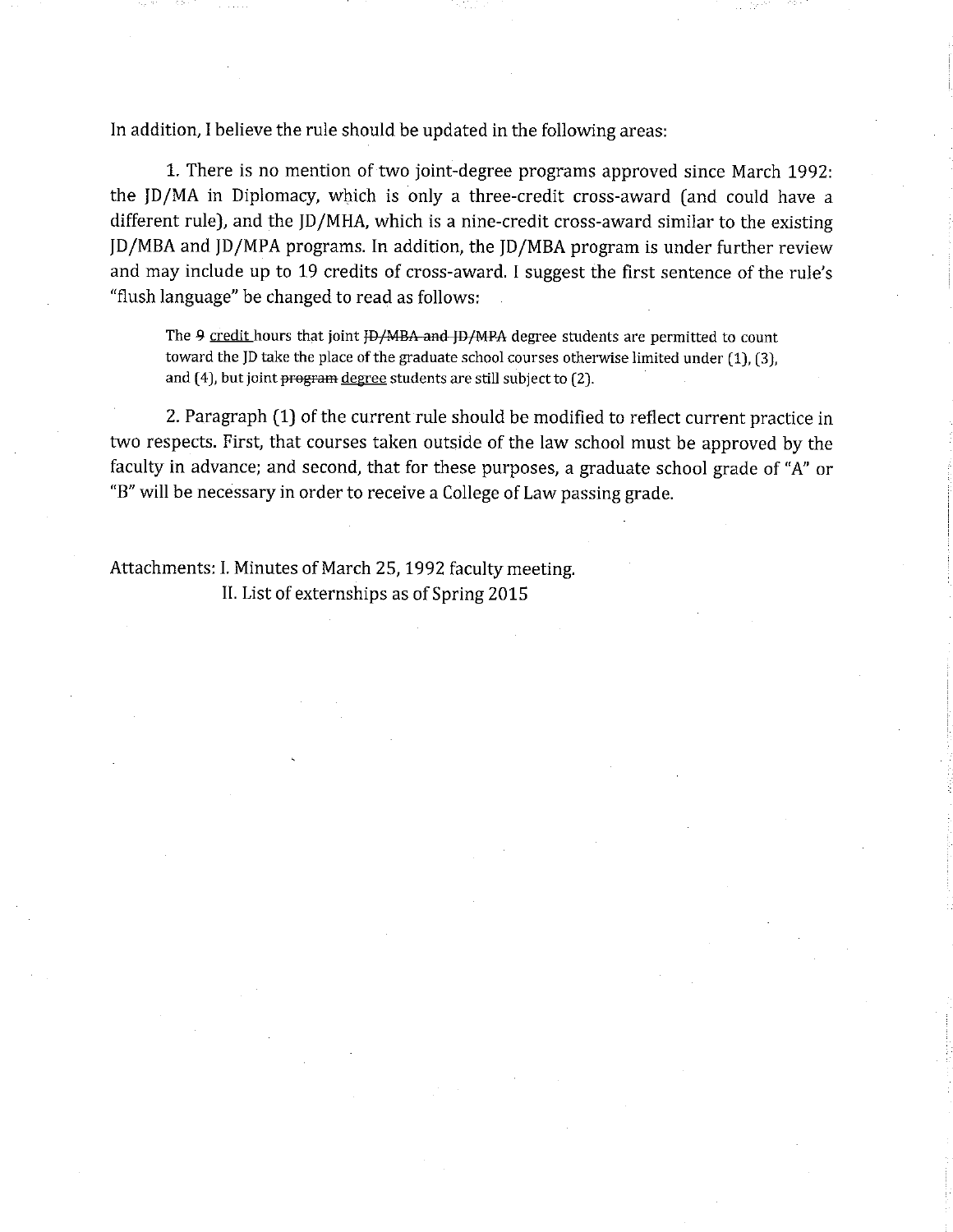In addition, I believe the rule should be updated in the following areas:

1. There is no mention of two joint-degree programs approved since March 1992: the JD/MA in Diplomacy, which is only a three-credit cross-award (and could have a different rule), and the JD/MHA, which is a nine-credit cross-award similar to the existing JD/MBA and JD/MPA programs. In addition, the JD/MBA program is under further review and may include up to 19 credits of cross-award. I suggest the first sentence of the rule's "flush language" be changed to read as follows:

> The ~~9~~ <u>credit</u> hours that joint ~~JD/MBA and JD/MPA~~ degree students are permitted to count toward the JD take the place of the graduate school courses otherwise limited under (1), (3), and (4), but joint ~~program~~ <u>degree</u> students are still subject to (2).

2. Paragraph (1) of the current rule should be modified to reflect current practice in two respects. First, that courses taken outside of the law school must be approved by the faculty in advance; and second, that for these purposes, a graduate school grade of "A" or "B" will be necessary in order to receive a College of Law passing grade.

Attachments: I. Minutes of March 25, 1992 faculty meeting.
II. List of externships as of Spring 2015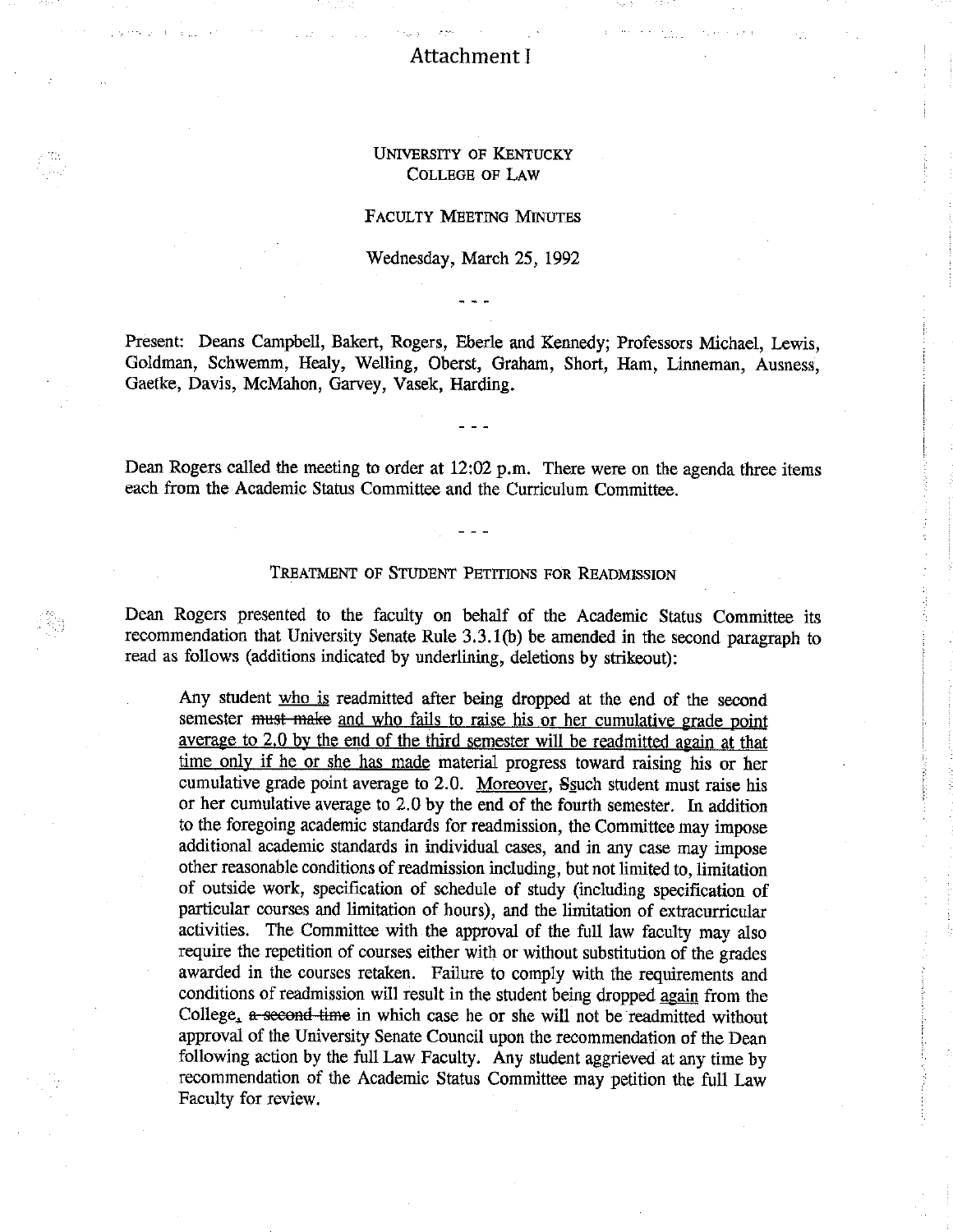Attachment I

UNIVERSITY OF KENTUCKY
COLLEGE OF LAW

FACULTY MEETING MINUTES

Wednesday, March 25, 1992

- - -

Present: Deans Campbell, Bakert, Rogers, Eberle and Kennedy; Professors Michael, Lewis, Goldman, Schwemm, Healy, Welling, Oberst, Graham, Short, Ham, Linneman, Ausness, Gaetke, Davis, McMahon, Garvey, Vasek, Harding.

- - -

Dean Rogers called the meeting to order at 12:02 p.m. There were on the agenda three items each from the Academic Status Committee and the Curriculum Committee.

- - -

## TREATMENT OF STUDENT PETITIONS FOR READMISSION

Dean Rogers presented to the faculty on behalf of the Academic Status Committee its recommendation that University Senate Rule 3.3.1(b) be amended in the second paragraph to read as follows (additions indicated by underlining, deletions by strikeout):

> Any student <u>who is</u> readmitted after being dropped at the end of the second semester ~~must make~~ <u>and who fails to raise his or her cumulative grade point average to 2.0 by the end of the third semester will be readmitted again at that time only if he or she has made</u> material progress toward raising his or her cumulative grade point average to 2.0. <u>Moreover,</u> ~~S~~<u>s</u>uch student must raise his or her cumulative average to 2.0 by the end of the fourth semester. In addition to the foregoing academic standards for readmission, the Committee may impose additional academic standards in individual cases, and in any case may impose other reasonable conditions of readmission including, but not limited to, limitation of outside work, specification of schedule of study (including specification of particular courses and limitation of hours), and the limitation of extracurricular activities. The Committee with the approval of the full law faculty may also require the repetition of courses either with or without substitution of the grades awarded in the courses retaken. Failure to comply with the requirements and conditions of readmission will result in the student being dropped <u>again</u> from the College<u>,</u> ~~a second time~~ in which case he or she will not be readmitted without approval of the University Senate Council upon the recommendation of the Dean following action by the full Law Faculty. Any student aggrieved at any time by recommendation of the Academic Status Committee may petition the full Law Faculty for review.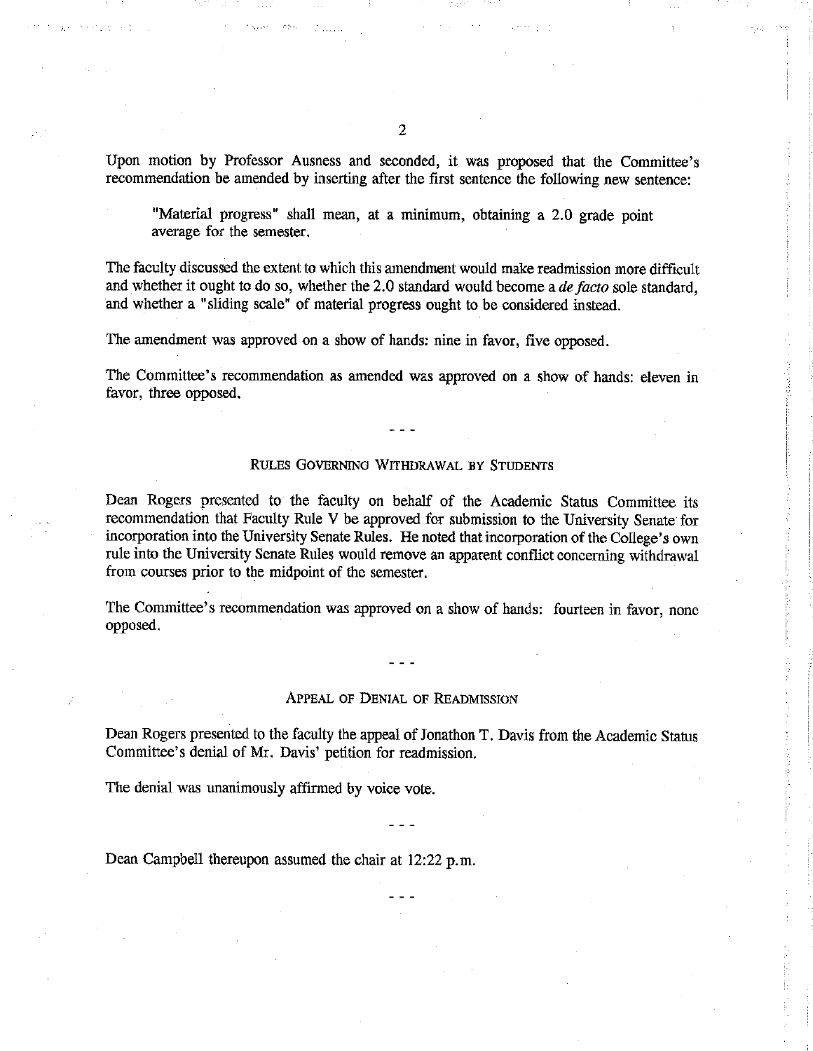Upon motion by Professor Ausness and seconded, it was proposed that the Committee's recommendation be amended by inserting after the first sentence the following new sentence:

> "Material progress" shall mean, at a minimum, obtaining a 2.0 grade point average for the semester.

The faculty discussed the extent to which this amendment would make readmission more difficult and whether it ought to do so, whether the 2.0 standard would become a *de facto* sole standard, and whether a "sliding scale" of material progress ought to be considered instead.

The amendment was approved on a show of hands: nine in favor, five opposed.

The Committee's recommendation as amended was approved on a show of hands: eleven in favor, three opposed.

- - -

## Rules Governing Withdrawal by Students

Dean Rogers presented to the faculty on behalf of the Academic Status Committee its recommendation that Faculty Rule V be approved for submission to the University Senate for incorporation into the University Senate Rules. He noted that incorporation of the College's own rule into the University Senate Rules would remove an apparent conflict concerning withdrawal from courses prior to the midpoint of the semester.

The Committee's recommendation was approved on a show of hands: fourteen in favor, none opposed.

- - -

## Appeal of Denial of Readmission

Dean Rogers presented to the faculty the appeal of Jonathon T. Davis from the Academic Status Committee's denial of Mr. Davis' petition for readmission.

The denial was unanimously affirmed by voice vote.

- - -

Dean Campbell thereupon assumed the chair at 12:22 p.m.

- - -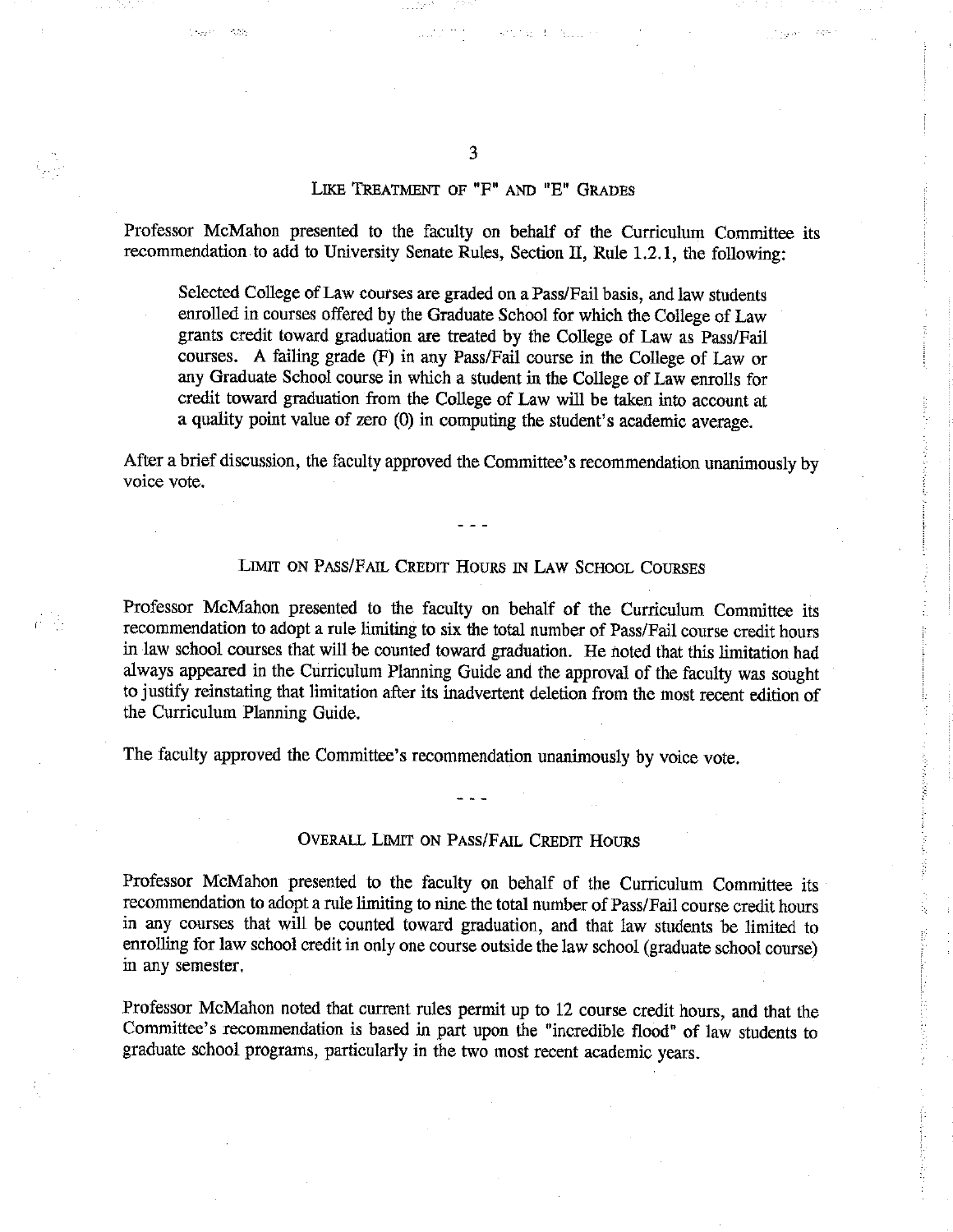## LIKE TREATMENT OF "F" AND "E" GRADES

Professor McMahon presented to the faculty on behalf of the Curriculum Committee its recommendation to add to University Senate Rules, Section II, Rule 1.2.1, the following:

> Selected College of Law courses are graded on a Pass/Fail basis, and law students enrolled in courses offered by the Graduate School for which the College of Law grants credit toward graduation are treated by the College of Law as Pass/Fail courses. A failing grade (F) in any Pass/Fail course in the College of Law or any Graduate School course in which a student in the College of Law enrolls for credit toward graduation from the College of Law will be taken into account at a quality point value of zero (0) in computing the student's academic average.

After a brief discussion, the faculty approved the Committee's recommendation unanimously by voice vote.

- - -

## LIMIT ON PASS/FAIL CREDIT HOURS IN LAW SCHOOL COURSES

Professor McMahon presented to the faculty on behalf of the Curriculum Committee its recommendation to adopt a rule limiting to six the total number of Pass/Fail course credit hours in law school courses that will be counted toward graduation. He noted that this limitation had always appeared in the Curriculum Planning Guide and the approval of the faculty was sought to justify reinstating that limitation after its inadvertent deletion from the most recent edition of the Curriculum Planning Guide.

The faculty approved the Committee's recommendation unanimously by voice vote.

- - -

## OVERALL LIMIT ON PASS/FAIL CREDIT HOURS

Professor McMahon presented to the faculty on behalf of the Curriculum Committee its recommendation to adopt a rule limiting to nine the total number of Pass/Fail course credit hours in any courses that will be counted toward graduation, and that law students be limited to enrolling for law school credit in only one course outside the law school (graduate school course) in any semester.

Professor McMahon noted that current rules permit up to 12 course credit hours, and that the Committee's recommendation is based in part upon the "incredible flood" of law students to graduate school programs, particularly in the two most recent academic years.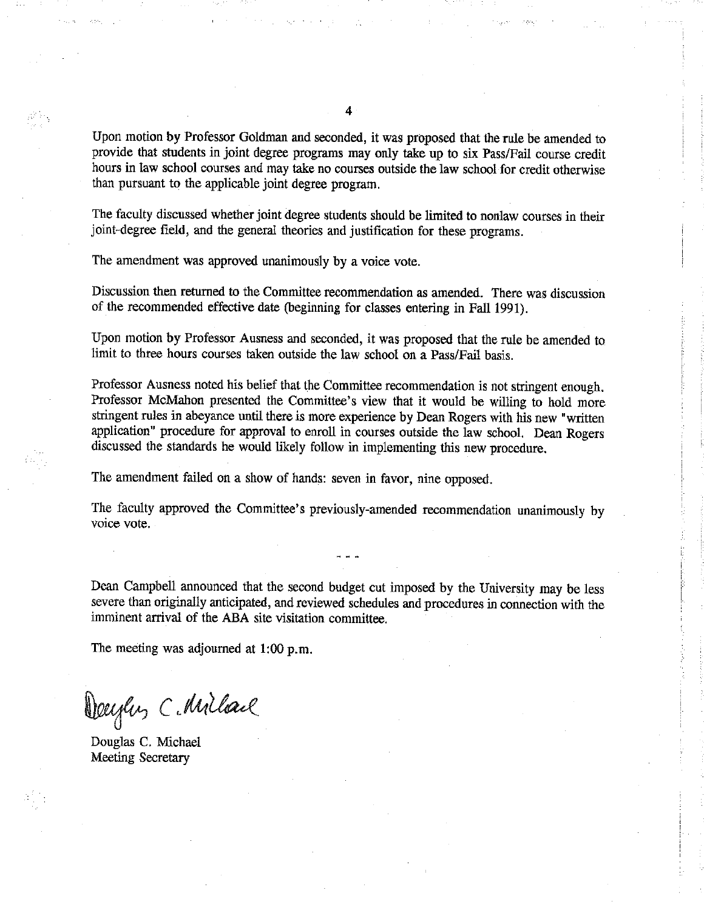Upon motion by Professor Goldman and seconded, it was proposed that the rule be amended to provide that students in joint degree programs may only take up to six Pass/Fail course credit hours in law school courses and may take no courses outside the law school for credit otherwise than pursuant to the applicable joint degree program.

The faculty discussed whether joint degree students should be limited to nonlaw courses in their joint-degree field, and the general theories and justification for these programs.

The amendment was approved unanimously by a voice vote.

Discussion then returned to the Committee recommendation as amended. There was discussion of the recommended effective date (beginning for classes entering in Fall 1991).

Upon motion by Professor Ausness and seconded, it was proposed that the rule be amended to limit to three hours courses taken outside the law school on a Pass/Fail basis.

Professor Ausness noted his belief that the Committee recommendation is not stringent enough. Professor McMahon presented the Committee's view that it would be willing to hold more stringent rules in abeyance until there is more experience by Dean Rogers with his new "written application" procedure for approval to enroll in courses outside the law school. Dean Rogers discussed the standards he would likely follow in implementing this new procedure.

The amendment failed on a show of hands: seven in favor, nine opposed.

The faculty approved the Committee's previously-amended recommendation unanimously by voice vote.

- - -

Dean Campbell announced that the second budget cut imposed by the University may be less severe than originally anticipated, and reviewed schedules and procedures in connection with the imminent arrival of the ABA site visitation committee.

The meeting was adjourned at 1:00 p.m.

Douglas C. Michael

Douglas C. Michael
Meeting Secretary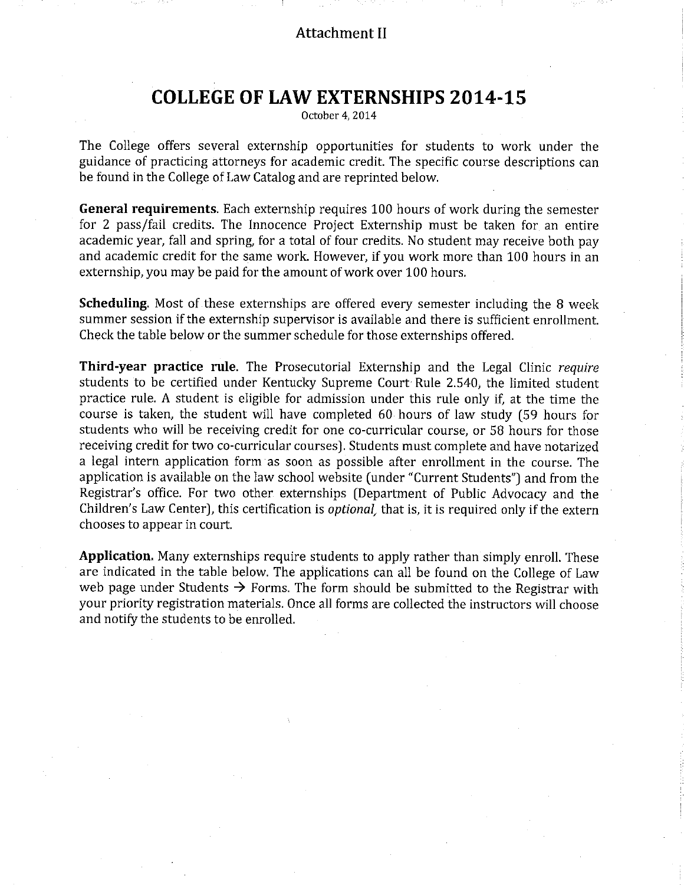Attachment II

# COLLEGE OF LAW EXTERNSHIPS 2014-15

October 4, 2014

The College offers several externship opportunities for students to work under the guidance of practicing attorneys for academic credit. The specific course descriptions can be found in the College of Law Catalog and are reprinted below.

**General requirements.** Each externship requires 100 hours of work during the semester for 2 pass/fail credits. The Innocence Project Externship must be taken for an entire academic year, fall and spring, for a total of four credits. No student may receive both pay and academic credit for the same work. However, if you work more than 100 hours in an externship, you may be paid for the amount of work over 100 hours.

**Scheduling.** Most of these externships are offered every semester including the 8 week summer session if the externship supervisor is available and there is sufficient enrollment. Check the table below or the summer schedule for those externships offered.

**Third-year practice rule.** The Prosecutorial Externship and the Legal Clinic *require* students to be certified under Kentucky Supreme Court Rule 2.540, the limited student practice rule. A student is eligible for admission under this rule only if, at the time the course is taken, the student will have completed 60 hours of law study (59 hours for students who will be receiving credit for one co-curricular course, or 58 hours for those receiving credit for two co-curricular courses). Students must complete and have notarized a legal intern application form as soon as possible after enrollment in the course. The application is available on the law school website (under "Current Students") and from the Registrar's office. For two other externships (Department of Public Advocacy and the Children's Law Center), this certification is *optional*, that is, it is required only if the extern chooses to appear in court.

**Application.** Many externships require students to apply rather than simply enroll. These are indicated in the table below. The applications can all be found on the College of Law web page under Students → Forms. The form should be submitted to the Registrar with your priority registration materials. Once all forms are collected the instructors will choose and notify the students to be enrolled.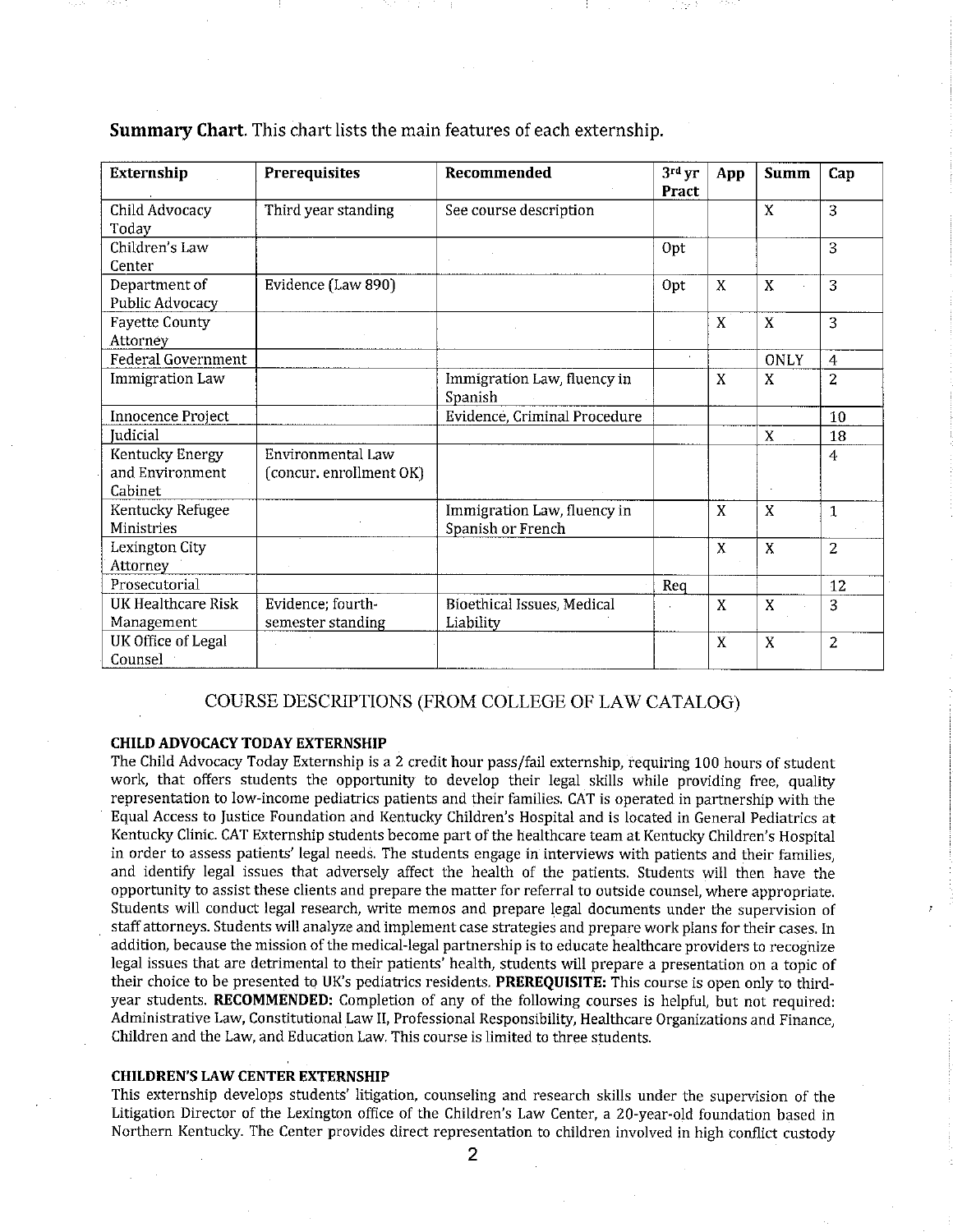**Summary Chart**. This chart lists the main features of each externship.

| Externship | Prerequisites | Recommended | 3rd yr Pract | App | Summ | Cap |
|---|---|---|---|---|---|---|
| Child Advocacy Today | Third year standing | See course description | | | X | 3 |
| Children's Law Center | | | Opt | | | 3 |
| Department of Public Advocacy | Evidence (Law 890) | | Opt | X | X | 3 |
| Fayette County Attorney | | | | X | X | 3 |
| Federal Government | | | | | ONLY | 4 |
| Immigration Law | | Immigration Law, fluency in Spanish | | X | X | 2 |
| Innocence Project | | Evidence, Criminal Procedure | | | | 10 |
| Judicial | | | | | X | 18 |
| Kentucky Energy and Environment Cabinet | Environmental Law (concur. enrollment OK) | | | | | 4 |
| Kentucky Refugee Ministries | | Immigration Law, fluency in Spanish or French | | X | X | 1 |
| Lexington City Attorney | | | | X | X | 2 |
| Prosecutorial | | | Req | | | 12 |
| UK Healthcare Risk Management | Evidence; fourth-semester standing | Bioethical Issues, Medical Liability | | X | X | 3 |
| UK Office of Legal Counsel | | | | X | X | 2 |

## COURSE DESCRIPTIONS (FROM COLLEGE OF LAW CATALOG)

### CHILD ADVOCACY TODAY EXTERNSHIP

The Child Advocacy Today Externship is a 2 credit hour pass/fail externship, requiring 100 hours of student work, that offers students the opportunity to develop their legal skills while providing free, quality representation to low-income pediatrics patients and their families. CAT is operated in partnership with the Equal Access to Justice Foundation and Kentucky Children's Hospital and is located in General Pediatrics at Kentucky Clinic. CAT Externship students become part of the healthcare team at Kentucky Children's Hospital in order to assess patients' legal needs. The students engage in interviews with patients and their families, and identify legal issues that adversely affect the health of the patients. Students will then have the opportunity to assist these clients and prepare the matter for referral to outside counsel, where appropriate. Students will conduct legal research, write memos and prepare legal documents under the supervision of staff attorneys. Students will analyze and implement case strategies and prepare work plans for their cases. In addition, because the mission of the medical-legal partnership is to educate healthcare providers to recognize legal issues that are detrimental to their patients' health, students will prepare a presentation on a topic of their choice to be presented to UK's pediatrics residents. **PREREQUISITE:** This course is open only to third-year students. **RECOMMENDED:** Completion of any of the following courses is helpful, but not required: Administrative Law, Constitutional Law II, Professional Responsibility, Healthcare Organizations and Finance, Children and the Law, and Education Law. This course is limited to three students.

### CHILDREN'S LAW CENTER EXTERNSHIP

This externship develops students' litigation, counseling and research skills under the supervision of the Litigation Director of the Lexington office of the Children's Law Center, a 20-year-old foundation based in Northern Kentucky. The Center provides direct representation to children involved in high conflict custody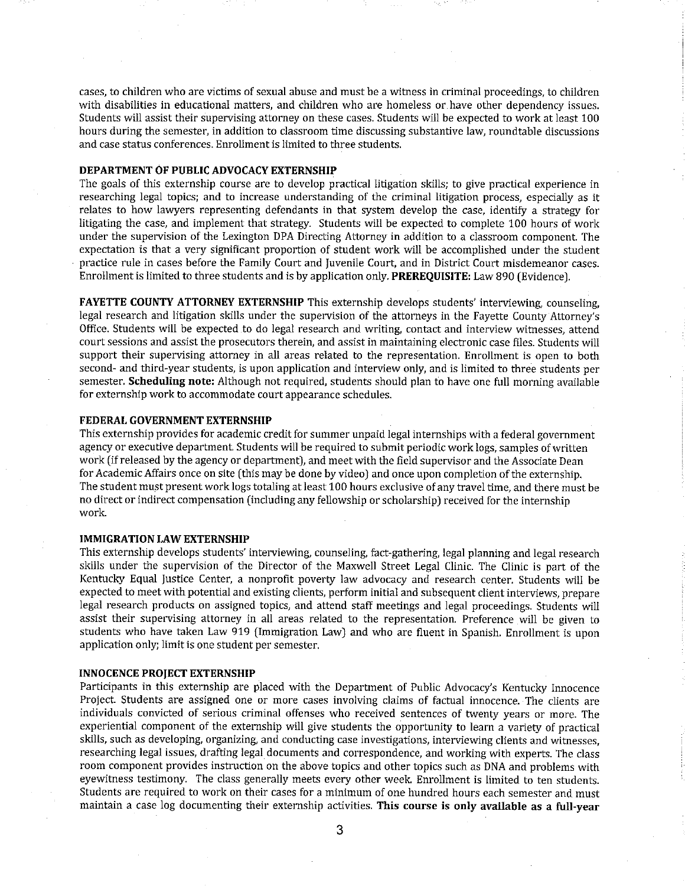cases, to children who are victims of sexual abuse and must be a witness in criminal proceedings, to children with disabilities in educational matters, and children who are homeless or have other dependency issues. Students will assist their supervising attorney on these cases. Students will be expected to work at least 100 hours during the semester, in addition to classroom time discussing substantive law, roundtable discussions and case status conferences. Enrollment is limited to three students.

**DEPARTMENT OF PUBLIC ADVOCACY EXTERNSHIP**

The goals of this externship course are to develop practical litigation skills; to give practical experience in researching legal topics; and to increase understanding of the criminal litigation process, especially as it relates to how lawyers representing defendants in that system develop the case, identify a strategy for litigating the case, and implement that strategy. Students will be expected to complete 100 hours of work under the supervision of the Lexington DPA Directing Attorney in addition to a classroom component. The expectation is that a very significant proportion of student work will be accomplished under the student practice rule in cases before the Family Court and Juvenile Court, and in District Court misdemeanor cases. Enrollment is limited to three students and is by application only. **PREREQUISITE:** Law 890 (Evidence).

**FAYETTE COUNTY ATTORNEY EXTERNSHIP** This externship develops students' interviewing, counseling, legal research and litigation skills under the supervision of the attorneys in the Fayette County Attorney's Office. Students will be expected to do legal research and writing, contact and interview witnesses, attend court sessions and assist the prosecutors therein, and assist in maintaining electronic case files. Students will support their supervising attorney in all areas related to the representation. Enrollment is open to both second- and third-year students, is upon application and interview only, and is limited to three students per semester. **Scheduling note:** Although not required, students should plan to have one full morning available for externship work to accommodate court appearance schedules.

**FEDERAL GOVERNMENT EXTERNSHIP**

This externship provides for academic credit for summer unpaid legal internships with a federal government agency or executive department. Students will be required to submit periodic work logs, samples of written work (if released by the agency or department), and meet with the field supervisor and the Associate Dean for Academic Affairs once on site (this may be done by video) and once upon completion of the externship. The student must present work logs totaling at least 100 hours exclusive of any travel time, and there must be no direct or indirect compensation (including any fellowship or scholarship) received for the internship work.

**IMMIGRATION LAW EXTERNSHIP**

This externship develops students' interviewing, counseling, fact-gathering, legal planning and legal research skills under the supervision of the Director of the Maxwell Street Legal Clinic. The Clinic is part of the Kentucky Equal Justice Center, a nonprofit poverty law advocacy and research center. Students will be expected to meet with potential and existing clients, perform initial and subsequent client interviews, prepare legal research products on assigned topics, and attend staff meetings and legal proceedings. Students will assist their supervising attorney in all areas related to the representation. Preference will be given to students who have taken Law 919 (Immigration Law) and who are fluent in Spanish. Enrollment is upon application only; limit is one student per semester.

**INNOCENCE PROJECT EXTERNSHIP**

Participants in this externship are placed with the Department of Public Advocacy's Kentucky Innocence Project. Students are assigned one or more cases involving claims of factual innocence. The clients are individuals convicted of serious criminal offenses who received sentences of twenty years or more. The experiential component of the externship will give students the opportunity to learn a variety of practical skills, such as developing, organizing, and conducting case investigations, interviewing clients and witnesses, researching legal issues, drafting legal documents and correspondence, and working with experts. The class room component provides instruction on the above topics and other topics such as DNA and problems with eyewitness testimony. The class generally meets every other week. Enrollment is limited to ten students. Students are required to work on their cases for a minimum of one hundred hours each semester and must maintain a case log documenting their externship activities. **This course is only available as a full-year**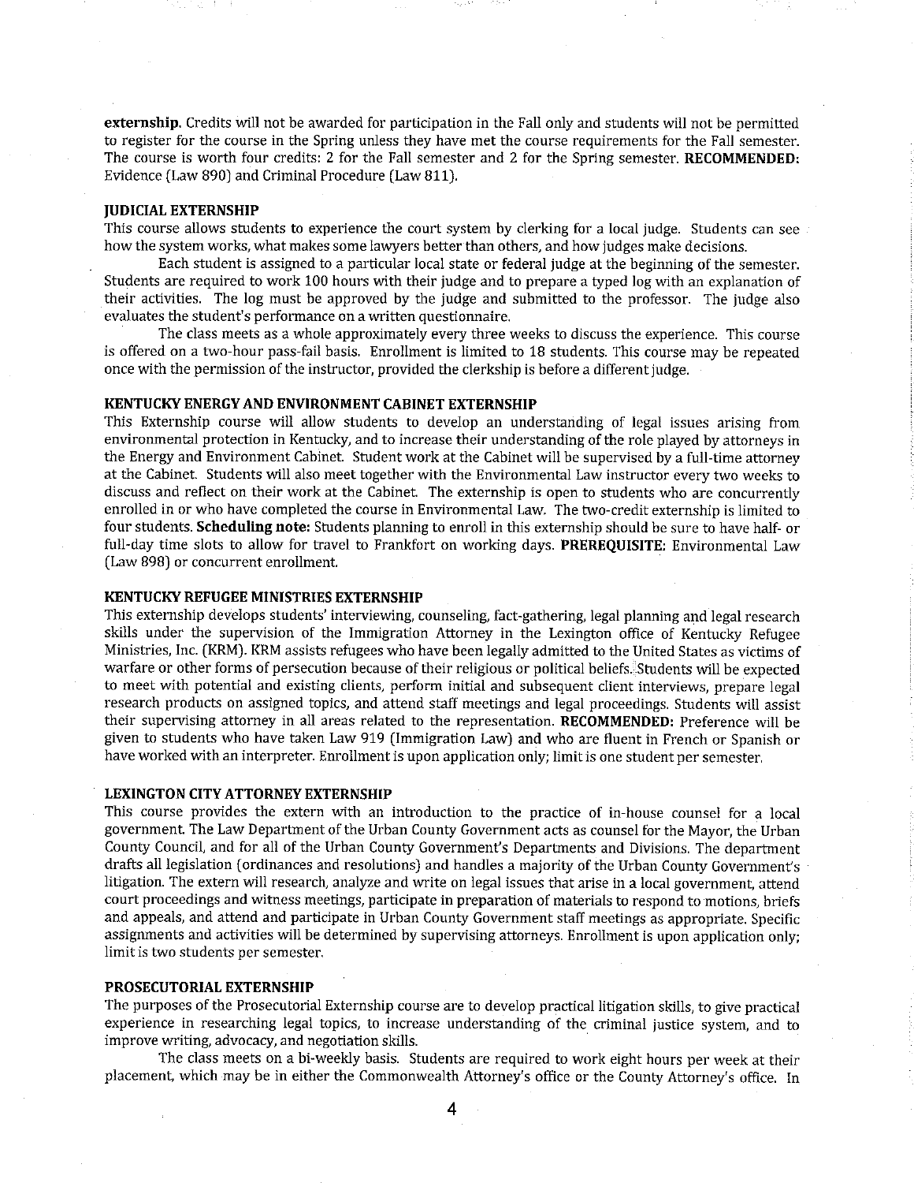**externship.** Credits will not be awarded for participation in the Fall only and students will not be permitted to register for the course in the Spring unless they have met the course requirements for the Fall semester. The course is worth four credits: 2 for the Fall semester and 2 for the Spring semester. **RECOMMENDED:** Evidence (Law 890) and Criminal Procedure (Law 811).

### JUDICIAL EXTERNSHIP

This course allows students to experience the court system by clerking for a local judge. Students can see how the system works, what makes some lawyers better than others, and how judges make decisions.

Each student is assigned to a particular local state or federal judge at the beginning of the semester. Students are required to work 100 hours with their judge and to prepare a typed log with an explanation of their activities. The log must be approved by the judge and submitted to the professor. The judge also evaluates the student's performance on a written questionnaire.

The class meets as a whole approximately every three weeks to discuss the experience. This course is offered on a two-hour pass-fail basis. Enrollment is limited to 18 students. This course may be repeated once with the permission of the instructor, provided the clerkship is before a different judge.

### KENTUCKY ENERGY AND ENVIRONMENT CABINET EXTERNSHIP

This Externship course will allow students to develop an understanding of legal issues arising from environmental protection in Kentucky, and to increase their understanding of the role played by attorneys in the Energy and Environment Cabinet. Student work at the Cabinet will be supervised by a full-time attorney at the Cabinet. Students will also meet together with the Environmental Law instructor every two weeks to discuss and reflect on their work at the Cabinet. The externship is open to students who are concurrently enrolled in or who have completed the course in Environmental Law. The two-credit externship is limited to four students. **Scheduling note:** Students planning to enroll in this externship should be sure to have half- or full-day time slots to allow for travel to Frankfort on working days. **PREREQUISITE:** Environmental Law (Law 898) or concurrent enrollment.

### KENTUCKY REFUGEE MINISTRIES EXTERNSHIP

This externship develops students' interviewing, counseling, fact-gathering, legal planning and legal research skills under the supervision of the Immigration Attorney in the Lexington office of Kentucky Refugee Ministries, Inc. (KRM). KRM assists refugees who have been legally admitted to the United States as victims of warfare or other forms of persecution because of their religious or political beliefs. Students will be expected to meet with potential and existing clients, perform initial and subsequent client interviews, prepare legal research products on assigned topics, and attend staff meetings and legal proceedings. Students will assist their supervising attorney in all areas related to the representation. **RECOMMENDED:** Preference will be given to students who have taken Law 919 (Immigration Law) and who are fluent in French or Spanish or have worked with an interpreter. Enrollment is upon application only; limit is one student per semester.

### LEXINGTON CITY ATTORNEY EXTERNSHIP

This course provides the extern with an introduction to the practice of in-house counsel for a local government. The Law Department of the Urban County Government acts as counsel for the Mayor, the Urban County Council, and for all of the Urban County Government's Departments and Divisions. The department drafts all legislation (ordinances and resolutions) and handles a majority of the Urban County Government's litigation. The extern will research, analyze and write on legal issues that arise in a local government, attend court proceedings and witness meetings, participate in preparation of materials to respond to motions, briefs and appeals, and attend and participate in Urban County Government staff meetings as appropriate. Specific assignments and activities will be determined by supervising attorneys. Enrollment is upon application only; limit is two students per semester.

### PROSECUTORIAL EXTERNSHIP

The purposes of the Prosecutorial Externship course are to develop practical litigation skills, to give practical experience in researching legal topics, to increase understanding of the criminal justice system, and to improve writing, advocacy, and negotiation skills.

The class meets on a bi-weekly basis. Students are required to work eight hours per week at their placement, which may be in either the Commonwealth Attorney's office or the County Attorney's office. In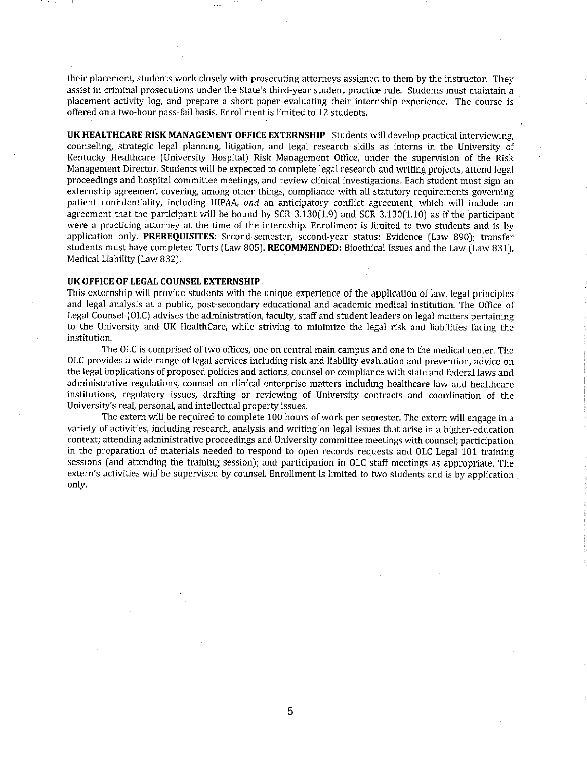their placement, students work closely with prosecuting attorneys assigned to them by the instructor. They assist in criminal prosecutions under the State's third-year student practice rule. Students must maintain a placement activity log, and prepare a short paper evaluating their internship experience. The course is offered on a two-hour pass-fail basis. Enrollment is limited to 12 students.

**UK HEALTHCARE RISK MANAGEMENT OFFICE EXTERNSHIP** Students will develop practical interviewing, counseling, strategic legal planning, litigation, and legal research skills as interns in the University of Kentucky Healthcare (University Hospital) Risk Management Office, under the supervision of the Risk Management Director. Students will be expected to complete legal research and writing projects, attend legal proceedings and hospital committee meetings, and review clinical investigations. Each student must sign an externship agreement covering, among other things, compliance with all statutory requirements governing patient confidentiality, including HIPAA, *and* an anticipatory conflict agreement, which will include an agreement that the participant will be bound by SCR 3.130(1.9) and SCR 3.130(1.10) as if the participant were a practicing attorney at the time of the internship. Enrollment is limited to two students and is by application only. **PREREQUISITES:** Second-semester, second-year status; Evidence (Law 890); transfer students must have completed Torts (Law 805). **RECOMMENDED:** Bioethical Issues and the Law (Law 831), Medical Liability (Law 832).

**UK OFFICE OF LEGAL COUNSEL EXTERNSHIP**

This externship will provide students with the unique experience of the application of law, legal principles and legal analysis at a public, post-secondary educational and academic medical institution. The Office of Legal Counsel (OLC) advises the administration, faculty, staff and student leaders on legal matters pertaining to the University and UK HealthCare, while striving to minimize the legal risk and liabilities facing the institution.

The OLC is comprised of two offices, one on central main campus and one in the medical center. The OLC provides a wide range of legal services including risk and liability evaluation and prevention, advice on the legal implications of proposed policies and actions, counsel on compliance with state and federal laws and administrative regulations, counsel on clinical enterprise matters including healthcare law and healthcare institutions, regulatory issues, drafting or reviewing of University contracts and coordination of the University's real, personal, and intellectual property issues.

The extern will be required to complete 100 hours of work per semester. The extern will engage in a variety of activities, including research, analysis and writing on legal issues that arise in a higher-education context; attending administrative proceedings and University committee meetings with counsel; participation in the preparation of materials needed to respond to open records requests and OLC Legal 101 training sessions (and attending the training session); and participation in OLC staff meetings as appropriate. The extern's activities will be supervised by counsel. Enrollment is limited to two students and is by application only.